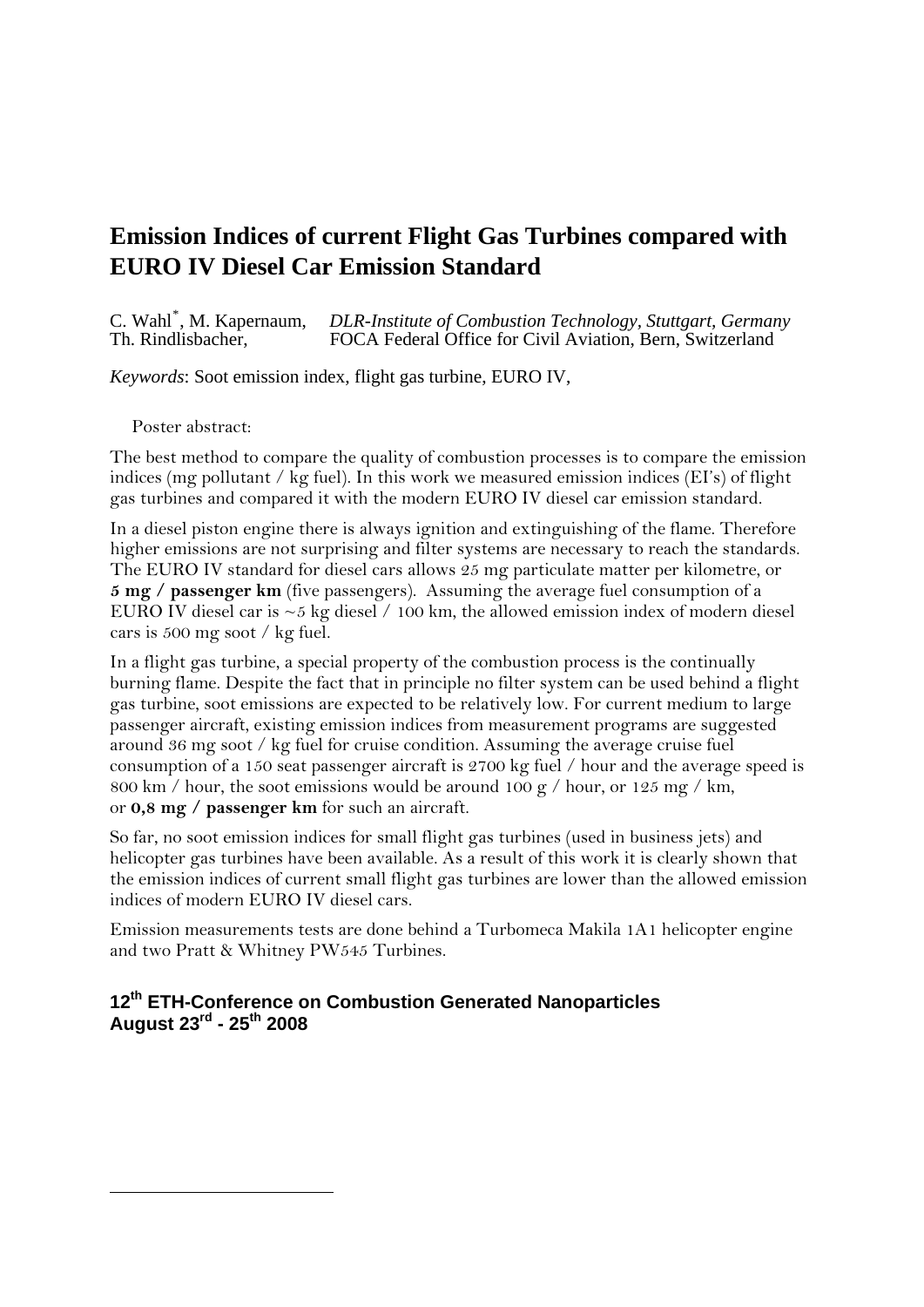# Emission Indices of current Flight Gas Turbines compared with EURO IV Diesel Car Emission Standard

C. Wahl[*], M. Kapernaum, *DLR-Institute of Combustion Technology, Stuttgart, Germany*
Th. Rindlisbacher, FOCA Federal Office for Civil Aviation, Bern, Switzerland

*Keywords*: Soot emission index, flight gas turbine, EURO IV,

Poster abstract:

The best method to compare the quality of combustion processes is to compare the emission indices (mg pollutant / kg fuel). In this work we measured emission indices (EI's) of flight gas turbines and compared it with the modern EURO IV diesel car emission standard.

In a diesel piston engine there is always ignition and extinguishing of the flame. Therefore higher emissions are not surprising and filter systems are necessary to reach the standards. The EURO IV standard for diesel cars allows 25 mg particulate matter per kilometre, or **5 mg / passenger km** (five passengers). Assuming the average fuel consumption of a EURO IV diesel car is ~5 kg diesel / 100 km, the allowed emission index of modern diesel cars is 500 mg soot / kg fuel.

In a flight gas turbine, a special property of the combustion process is the continually burning flame. Despite the fact that in principle no filter system can be used behind a flight gas turbine, soot emissions are expected to be relatively low. For current medium to large passenger aircraft, existing emission indices from measurement programs are suggested around 36 mg soot / kg fuel for cruise condition. Assuming the average cruise fuel consumption of a 150 seat passenger aircraft is 2700 kg fuel / hour and the average speed is 800 km / hour, the soot emissions would be around 100 g / hour, or 125 mg / km, or **0,8 mg / passenger km** for such an aircraft.

So far, no soot emission indices for small flight gas turbines (used in business jets) and helicopter gas turbines have been available. As a result of this work it is clearly shown that the emission indices of current small flight gas turbines are lower than the allowed emission indices of modern EURO IV diesel cars.

Emission measurements tests are done behind a Turbomeca Makila 1A1 helicopter engine and two Pratt & Whitney PW545 Turbines.

**12th ETH-Conference on Combustion Generated Nanoparticles**
**August 23rd - 25th 2008**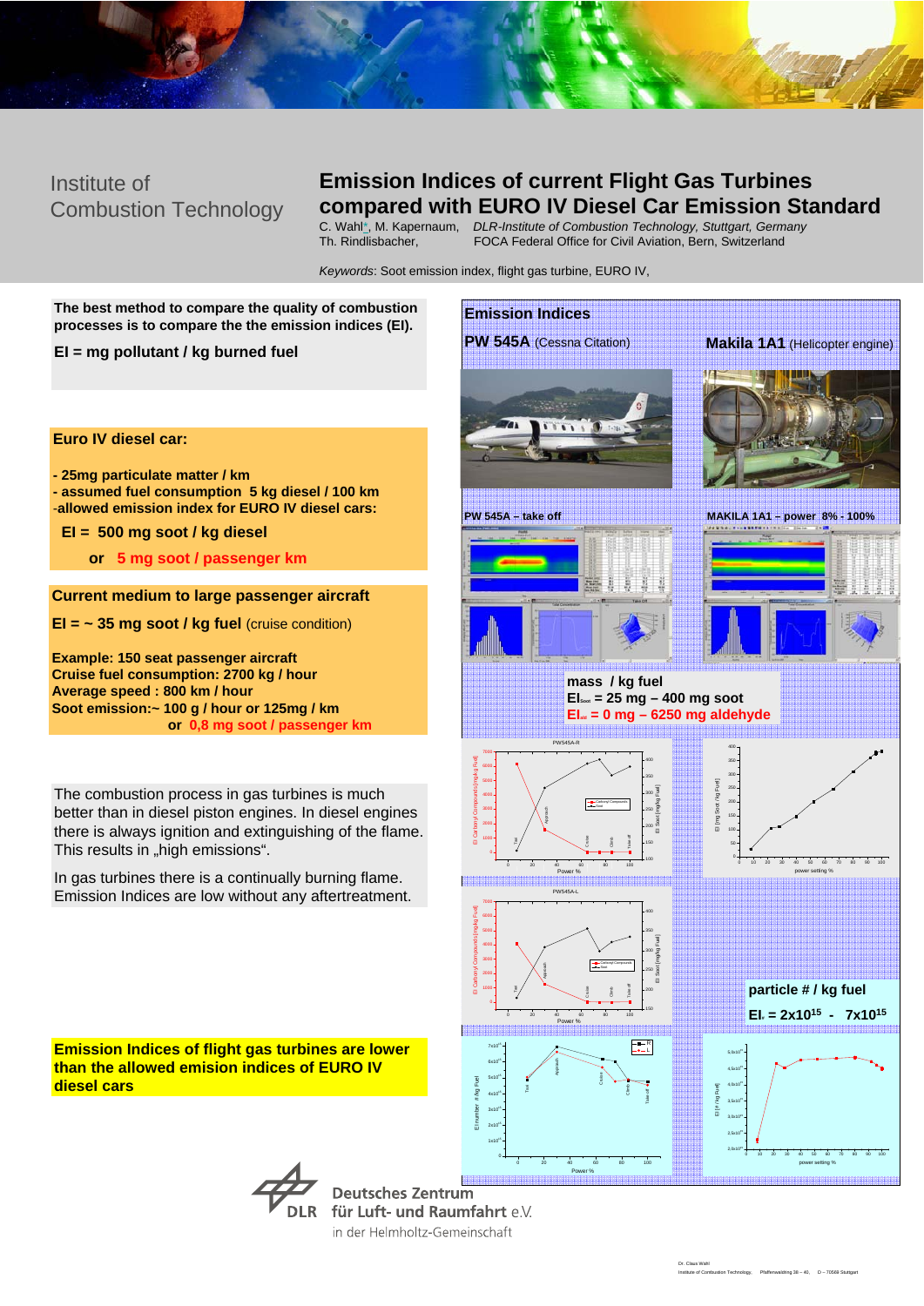Institute of Combustion Technology

# Emission Indices of current Flight Gas Turbines compared with EURO IV Diesel Car Emission Standard

C. Wahl, M. Kapernaum, *DLR-Institute of Combustion Technology, Stuttgart, Germany*
Th. Rindlisbacher, FOCA Federal Office for Civil Aviation, Bern, Switzerland

*Keywords*: Soot emission index, flight gas turbine, EURO IV,

**The best method to compare the quality of combustion processes is to compare the the emission indices (EI).**

**EI = mg pollutant / kg burned fuel**

**Euro IV diesel car:**

- **25mg particulate matter / km**
- **assumed fuel consumption 5 kg diesel / 100 km**
- **allowed emission index for EURO IV diesel cars:**

**EI = 500 mg soot / kg diesel**

**or 5 mg soot / passenger km**

**Current medium to large passenger aircraft**

**EI = ~ 35 mg soot / kg fuel** (cruise condition)

**Example: 150 seat passenger aircraft**
**Cruise fuel consumption: 2700 kg / hour**
**Average speed : 800 km / hour**
**Soot emission:~ 100 g / hour or 125mg / km**
**or 0,8 mg soot / passenger km**

The combustion process in gas turbines is much better than in diesel engines. In diesel engines there is always ignition and extinguishing of the flame. This results in „high emissions".

In gas turbines there is a continually burning flame. Emission Indices are low without any aftertreatment.

**Emission Indices of flight gas turbines are lower than the allowed emision indices of EURO IV diesel cars**

## Emission Indices

**PW 545A** (Cessna Citation)

**Makila 1A1** (Helicopter engine)

**PW 545A – take off**

**MAKILA 1A1 – power 8% - 100%**

**mass / kg fuel**
**$EI_{Soot}$ = 25 mg – 400 mg soot**
**$EI_{ald}$ = 0 mg – 6250 mg aldehyde**

PW545A-R
EI Carbonyl Compounds [mg/kg Fuel]
EI Soot [mg/kg fuel]
Taxi, Approach, Cruise, Climb, Take off
Power %

EI [mg Soot / kg Fuel]
power setting %

PW545A-L
EI Carbonyl Compounds [mg/kg Fuel]
EI Soot [mg/kg fuel]
Taxi, Approach, Cruise, Climb, Take off
Power %

**particle # / kg fuel**
**$EI_{P}$ = $2x10^{15}$ - $7x10^{15}$**

EI number #/kg fuel
Taxi, Approach, Cruise, Climb, Take off
Power %

EI [# / kg Fuel]
power setting %

Deutsches Zentrum für Luft- und Raumfahrt e.V.
in der Helmholtz-Gemeinschaft

Dr. Claus Wahl
Institute of Combustion Technology, Pfaffenwaldring 38 – 40, D – 70569 Stuttgart